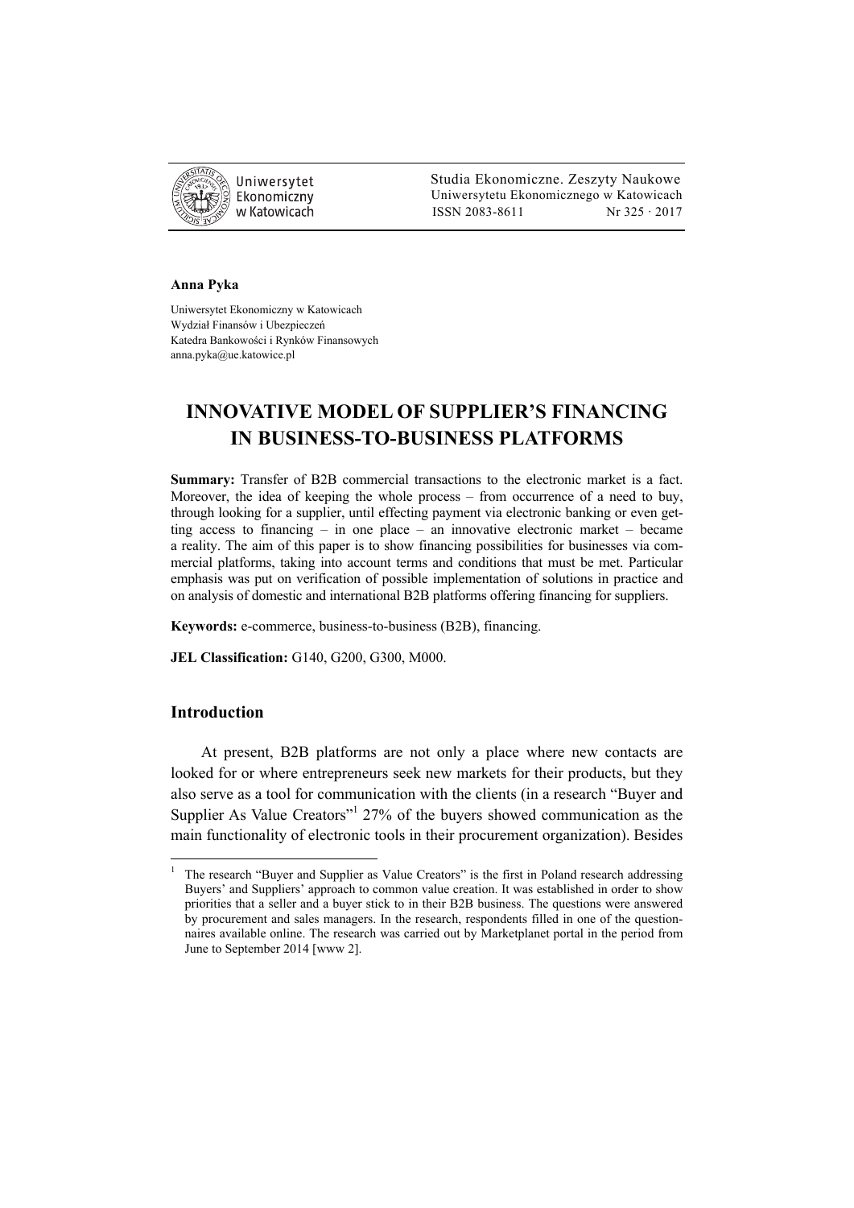Uniwersytet Ekonomiczny w Katowicach

Studia Ekonomiczne. Zeszyty Naukowe
Uniwersytetu Ekonomicznego w Katowicach
ISSN 2083-8611 Nr 325 · 2017

**Anna Pyka**

Uniwersytet Ekonomiczny w Katowicach
Wydział Finansów i Ubezpieczeń
Katedra Bankowości i Rynków Finansowych
anna.pyka@ue.katowice.pl

# INNOVATIVE MODEL OF SUPPLIER'S FINANCING IN BUSINESS-TO-BUSINESS PLATFORMS

**Summary:** Transfer of B2B commercial transactions to the electronic market is a fact. Moreover, the idea of keeping the whole process – from occurrence of a need to buy, through looking for a supplier, until effecting payment via electronic banking or even getting access to financing – in one place – an innovative electronic market – became a reality. The aim of this paper is to show financing possibilities for businesses via commercial platforms, taking into account terms and conditions that must be met. Particular emphasis was put on verification of possible implementation of solutions in practice and on analysis of domestic and international B2B platforms offering financing for suppliers.

**Keywords:** e-commerce, business-to-business (B2B), financing.

**JEL Classification:** G140, G200, G300, M000.

## Introduction

At present, B2B platforms are not only a place where new contacts are looked for or where entrepreneurs seek new markets for their products, but they also serve as a tool for communication with the clients (in a research "Buyer and Supplier As Value Creators"[1] 27% of the buyers showed communication as the main functionality of electronic tools in their procurement organization). Besides

[1] The research "Buyer and Supplier as Value Creators" is the first in Poland research addressing Buyers' and Suppliers' approach to common value creation. It was established in order to show priorities that a seller and a buyer stick to in their B2B business. The questions were answered by procurement and sales managers. In the research, respondents filled in one of the questionnaires available online. The research was carried out by Marketplanet portal in the period from June to September 2014 [www 2].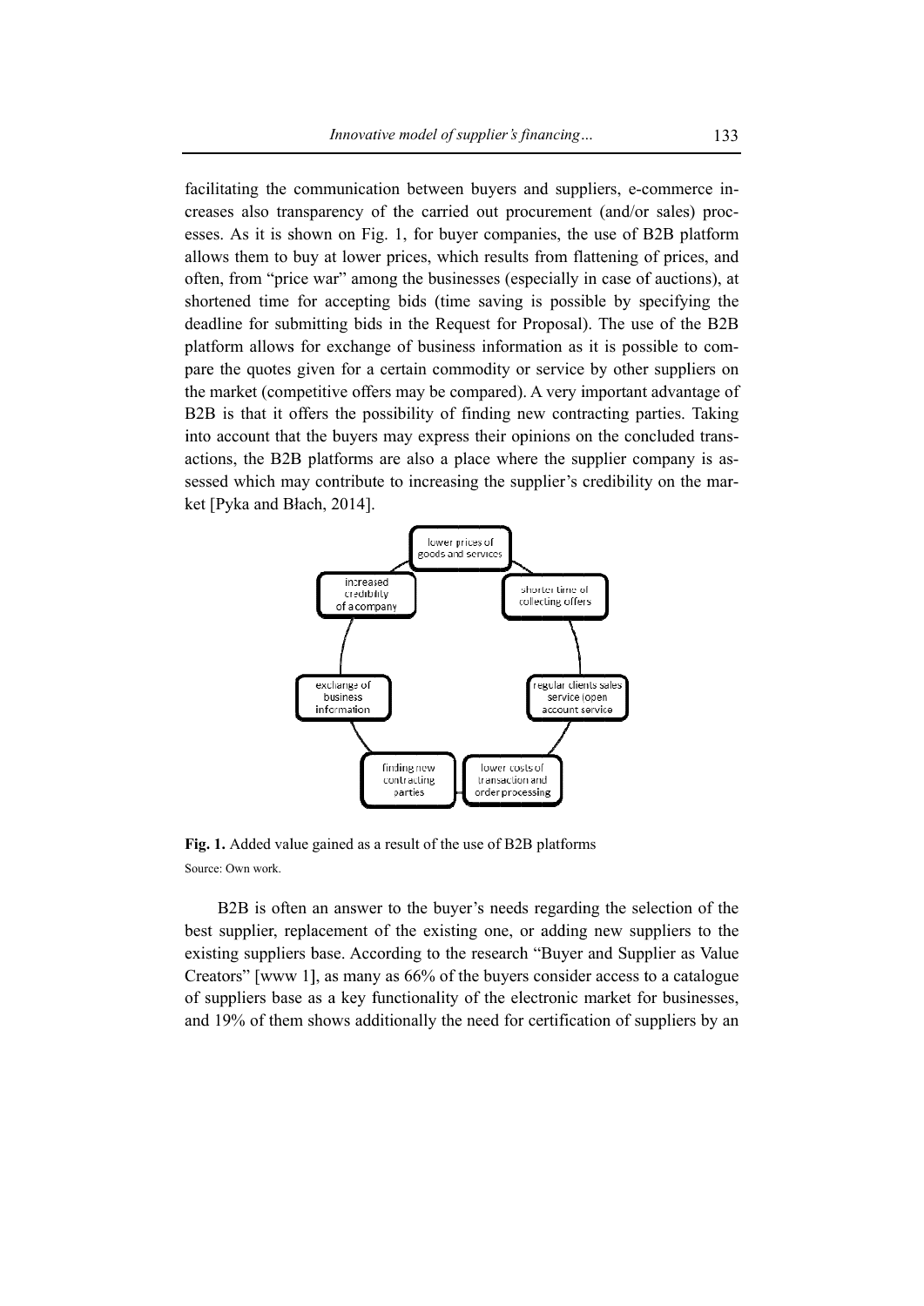facilitating the communication between buyers and suppliers, e-commerce increases also transparency of the carried out procurement (and/or sales) processes. As it is shown on Fig. 1, for buyer companies, the use of B2B platform allows them to buy at lower prices, which results from flattening of prices, and often, from "price war" among the businesses (especially in case of auctions), at shortened time for accepting bids (time saving is possible by specifying the deadline for submitting bids in the Request for Proposal). The use of the B2B platform allows for exchange of business information as it is possible to compare the quotes given for a certain commodity or service by other suppliers on the market (competitive offers may be compared). A very important advantage of B2B is that it offers the possibility of finding new contracting parties. Taking into account that the buyers may express their opinions on the concluded transactions, the B2B platforms are also a place where the supplier company is assessed which may contribute to increasing the supplier's credibility on the market [Pyka and Błach, 2014].

lower prices of goods and services

shorter time of collecting offers

regular clients sales service (open account service

lower costs of transaction and order processing

finding new contracting parties

exchange of business information

increased credibility of a company

**Fig. 1.** Added value gained as a result of the use of B2B platforms

Source: Own work.

B2B is often an answer to the buyer's needs regarding the selection of the best supplier, replacement of the existing one, or adding new suppliers to the existing suppliers base. According to the research "Buyer and Supplier as Value Creators" [www 1], as many as 66% of the buyers consider access to a catalogue of suppliers base as a key functionality of the electronic market for businesses, and 19% of them shows additionally the need for certification of suppliers by an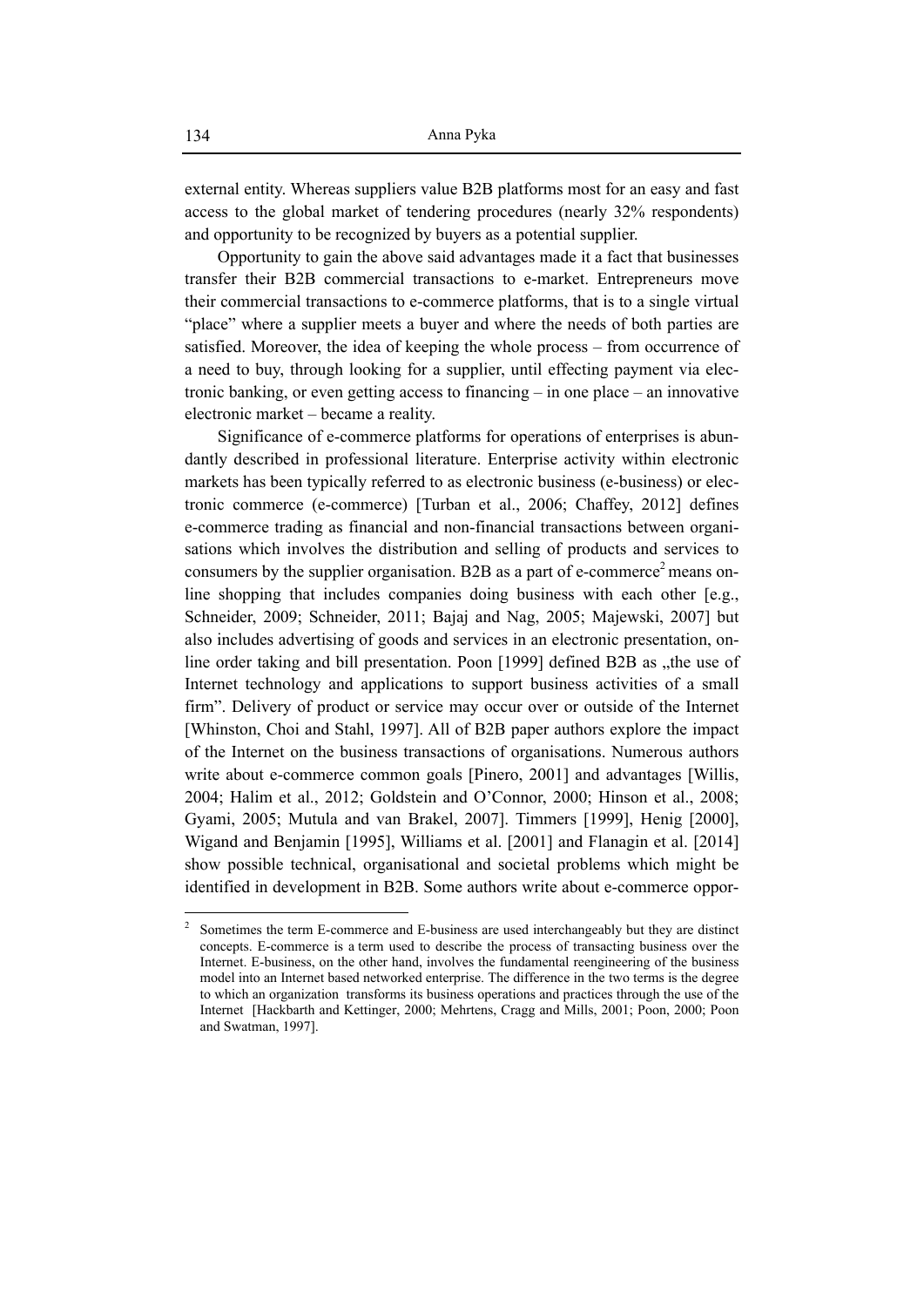external entity. Whereas suppliers value B2B platforms most for an easy and fast access to the global market of tendering procedures (nearly 32% respondents) and opportunity to be recognized by buyers as a potential supplier.

Opportunity to gain the above said advantages made it a fact that businesses transfer their B2B commercial transactions to e-market. Entrepreneurs move their commercial transactions to e-commerce platforms, that is to a single virtual "place" where a supplier meets a buyer and where the needs of both parties are satisfied. Moreover, the idea of keeping the whole process – from occurrence of a need to buy, through looking for a supplier, until effecting payment via electronic banking, or even getting access to financing – in one place – an innovative electronic market – became a reality.

Significance of e-commerce platforms for operations of enterprises is abundantly described in professional literature. Enterprise activity within electronic markets has been typically referred to as electronic business (e-business) or electronic commerce (e-commerce) [Turban et al., 2006; Chaffey, 2012] defines e-commerce trading as financial and non-financial transactions between organisations which involves the distribution and selling of products and services to consumers by the supplier organisation. B2B as a part of e-commerce[2] means online shopping that includes companies doing business with each other [e.g., Schneider, 2009; Schneider, 2011; Bajaj and Nag, 2005; Majewski, 2007] but also includes advertising of goods and services in an electronic presentation, online order taking and bill presentation. Poon [1999] defined B2B as „the use of Internet technology and applications to support business activities of a small firm". Delivery of product or service may occur over or outside of the Internet [Whinston, Choi and Stahl, 1997]. All of B2B paper authors explore the impact of the Internet on the business transactions of organisations. Numerous authors write about e-commerce common goals [Pinero, 2001] and advantages [Willis, 2004; Halim et al., 2012; Goldstein and O'Connor, 2000; Hinson et al., 2008; Gyami, 2005; Mutula and van Brakel, 2007]. Timmers [1999], Henig [2000], Wigand and Benjamin [1995], Williams et al. [2001] and Flanagin et al. [2014] show possible technical, organisational and societal problems which might be identified in development in B2B. Some authors write about e-commerce oppor-

[2] Sometimes the term E-commerce and E-business are used interchangeably but they are distinct concepts. E-commerce is a term used to describe the process of transacting business over the Internet. E-business, on the other hand, involves the fundamental reengineering of the business model into an Internet based networked enterprise. The difference in the two terms is the degree to which an organization transforms its business operations and practices through the use of the Internet [Hackbarth and Kettinger, 2000; Mehrtens, Cragg and Mills, 2001; Poon, 2000; Poon and Swatman, 1997].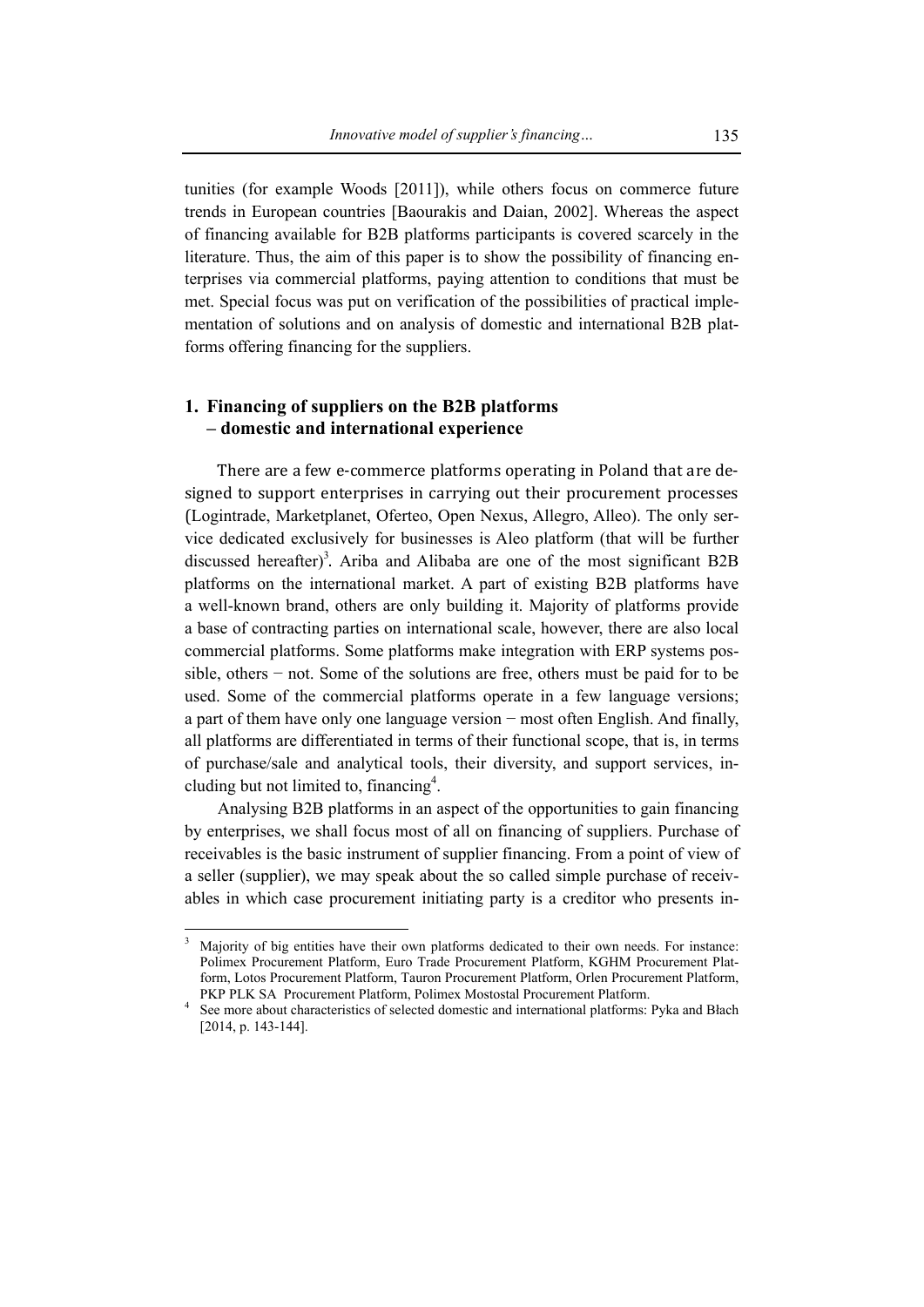tunities (for example Woods [2011]), while others focus on commerce future trends in European countries [Baourakis and Daian, 2002]. Whereas the aspect of financing available for B2B platforms participants is covered scarcely in the literature. Thus, the aim of this paper is to show the possibility of financing enterprises via commercial platforms, paying attention to conditions that must be met. Special focus was put on verification of the possibilities of practical implementation of solutions and on analysis of domestic and international B2B platforms offering financing for the suppliers.

## 1. Financing of suppliers on the B2B platforms – domestic and international experience

There are a few e-commerce platforms operating in Poland that are designed to support enterprises in carrying out their procurement processes (Logintrade, Marketplanet, Oferteo, Open Nexus, Allegro, Alleo). The only service dedicated exclusively for businesses is Aleo platform (that will be further discussed hereafter)[3]. Ariba and Alibaba are one of the most significant B2B platforms on the international market. A part of existing B2B platforms have a well-known brand, others are only building it. Majority of platforms provide a base of contracting parties on international scale, however, there are also local commercial platforms. Some platforms make integration with ERP systems possible, others − not. Some of the solutions are free, others must be paid for to be used. Some of the commercial platforms operate in a few language versions; a part of them have only one language version − most often English. And finally, all platforms are differentiated in terms of their functional scope, that is, in terms of purchase/sale and analytical tools, their diversity, and support services, including but not limited to, financing[4].

Analysing B2B platforms in an aspect of the opportunities to gain financing by enterprises, we shall focus most of all on financing of suppliers. Purchase of receivables is the basic instrument of supplier financing. From a point of view of a seller (supplier), we may speak about the so called simple purchase of receivables in which case procurement initiating party is a creditor who presents in-

[3] Majority of big entities have their own platforms dedicated to their own needs. For instance: Polimex Procurement Platform, Euro Trade Procurement Platform, KGHM Procurement Platform, Lotos Procurement Platform, Tauron Procurement Platform, Orlen Procurement Platform, PKP PLK SA Procurement Platform, Polimex Mostostal Procurement Platform.

[4] See more about characteristics of selected domestic and international platforms: Pyka and Błach [2014, p. 143-144].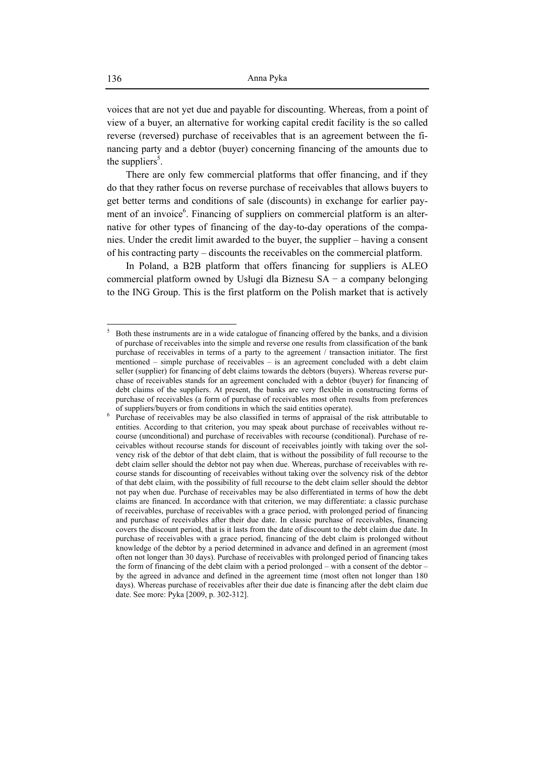voices that are not yet due and payable for discounting. Whereas, from a point of view of a buyer, an alternative for working capital credit facility is the so called reverse (reversed) purchase of receivables that is an agreement between the financing party and a debtor (buyer) concerning financing of the amounts due to the suppliers[5].

There are only few commercial platforms that offer financing, and if they do that they rather focus on reverse purchase of receivables that allows buyers to get better terms and conditions of sale (discounts) in exchange for earlier payment of an invoice[6]. Financing of suppliers on commercial platform is an alternative for other types of financing of the day-to-day operations of the companies. Under the credit limit awarded to the buyer, the supplier – having a consent of his contracting party – discounts the receivables on the commercial platform.

In Poland, a B2B platform that offers financing for suppliers is ALEO commercial platform owned by Usługi dla Biznesu SA − a company belonging to the ING Group. This is the first platform on the Polish market that is actively

---

[5] Both these instruments are in a wide catalogue of financing offered by the banks, and a division of purchase of receivables into the simple and reverse one results from classification of the bank purchase of receivables in terms of a party to the agreement / transaction initiator. The first mentioned – simple purchase of receivables – is an agreement concluded with a debt claim seller (supplier) for financing of debt claims towards the debtors (buyers). Whereas reverse purchase of receivables stands for an agreement concluded with a debtor (buyer) for financing of debt claims of the suppliers. At present, the banks are very flexible in constructing forms of purchase of receivables (a form of purchase of receivables most often results from preferences of suppliers/buyers or from conditions in which the said entities operate).

[6] Purchase of receivables may be also classified in terms of appraisal of the risk attributable to entities. According to that criterion, you may speak about purchase of receivables without recourse (unconditional) and purchase of receivables with recourse (conditional). Purchase of receivables without recourse stands for discount of receivables jointly with taking over the solvency risk of the debtor of that debt claim, that is without the possibility of full recourse to the debt claim seller should the debtor not pay when due. Whereas, purchase of receivables with recourse stands for discounting of receivables without taking over the solvency risk of the debtor of that debt claim, with the possibility of full recourse to the debt claim seller should the debtor not pay when due. Purchase of receivables may be also differentiated in terms of how the debt claims are financed. In accordance with that criterion, we may differentiate: a classic purchase of receivables, purchase of receivables with a grace period, with prolonged period of financing and purchase of receivables after their due date. In classic purchase of receivables, financing covers the discount period, that is it lasts from the date of discount to the debt claim due date. In purchase of receivables with a grace period, financing of the debt claim is prolonged without knowledge of the debtor by a period determined in advance and defined in an agreement (most often not longer than 30 days). Purchase of receivables with prolonged period of financing takes the form of financing of the debt claim with a period prolonged – with a consent of the debtor – by the agreed in advance and defined in the agreement time (most often not longer than 180 days). Whereas purchase of receivables after their due date is financing after the debt claim due date. See more: Pyka [2009, p. 302-312].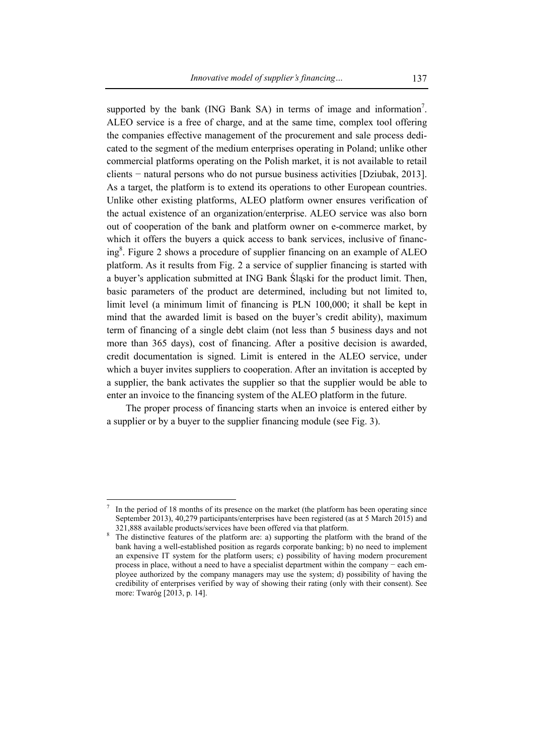supported by the bank (ING Bank SA) in terms of image and information[7]. ALEO service is a free of charge, and at the same time, complex tool offering the companies effective management of the procurement and sale process dedicated to the segment of the medium enterprises operating in Poland; unlike other commercial platforms operating on the Polish market, it is not available to retail clients − natural persons who do not pursue business activities [Dziubak, 2013]. As a target, the platform is to extend its operations to other European countries. Unlike other existing platforms, ALEO platform owner ensures verification of the actual existence of an organization/enterprise. ALEO service was also born out of cooperation of the bank and platform owner on e-commerce market, by which it offers the buyers a quick access to bank services, inclusive of financing[8]. Figure 2 shows a procedure of supplier financing on an example of ALEO platform. As it results from Fig. 2 a service of supplier financing is started with a buyer's application submitted at ING Bank Śląski for the product limit. Then, basic parameters of the product are determined, including but not limited to, limit level (a minimum limit of financing is PLN 100,000; it shall be kept in mind that the awarded limit is based on the buyer's credit ability), maximum term of financing of a single debt claim (not less than 5 business days and not more than 365 days), cost of financing. After a positive decision is awarded, credit documentation is signed. Limit is entered in the ALEO service, under which a buyer invites suppliers to cooperation. After an invitation is accepted by a supplier, the bank activates the supplier so that the supplier would be able to enter an invoice to the financing system of the ALEO platform in the future.

The proper process of financing starts when an invoice is entered either by a supplier or by a buyer to the supplier financing module (see Fig. 3).

---

[7] In the period of 18 months of its presence on the market (the platform has been operating since September 2013), 40,279 participants/enterprises have been registered (as at 5 March 2015) and 321,888 available products/services have been offered via that platform.

[8] The distinctive features of the platform are: a) supporting the platform with the brand of the bank having a well-established position as regards corporate banking; b) no need to implement an expensive IT system for the platform users; c) possibility of having modern procurement process in place, without a need to have a specialist department within the company − each employee authorized by the company managers may use the system; d) possibility of having the credibility of enterprises verified by way of showing their rating (only with their consent). See more: Twaróg [2013, p. 14].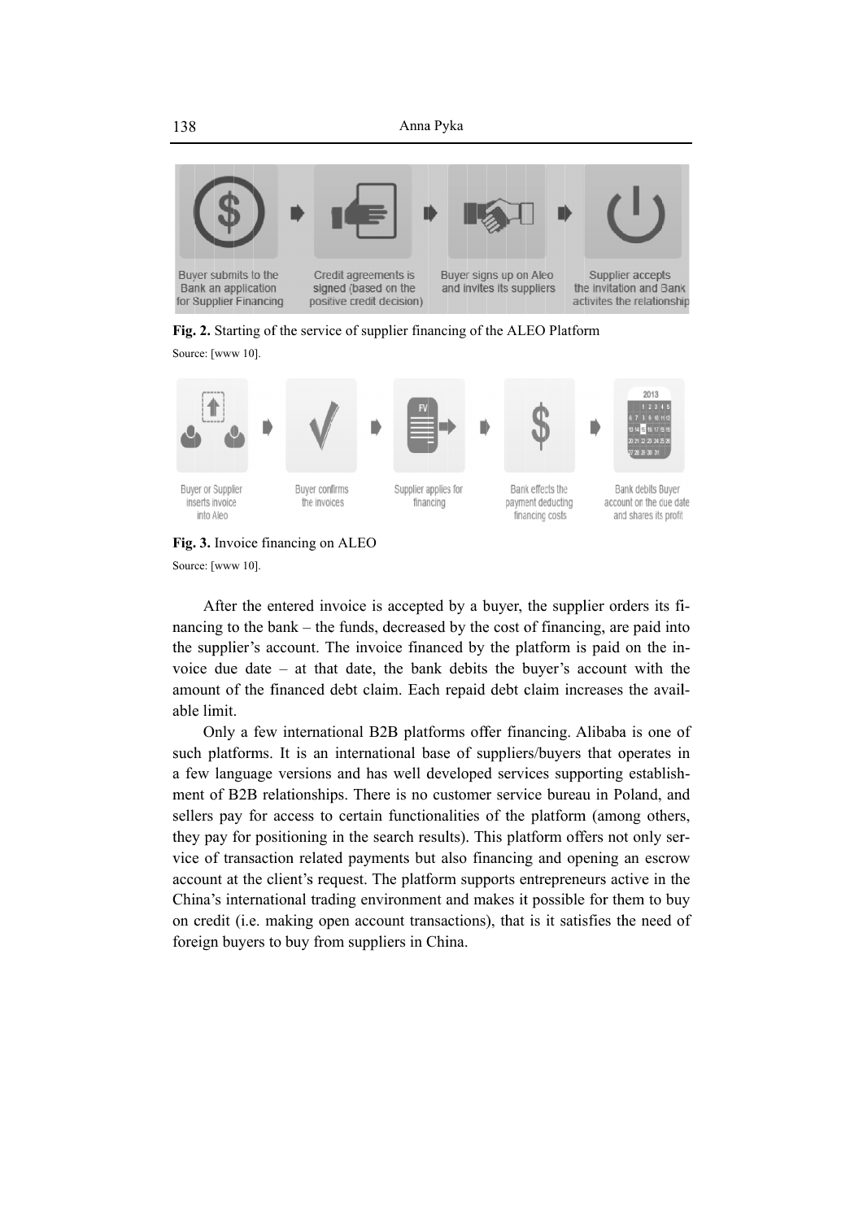Buyer submits to the Bank an application for Supplier Financing

Credit agreements is signed (based on the positive credit decision)

Buyer signs up on Aleo and invites its suppliers

Supplier accepts the invitation and Bank activites the relationship

**Fig. 2.** Starting of the service of supplier financing of the ALEO Platform

Source: [www 10].

Buyer or Supplier inserts invoice into Aleo

Buyer confirms the invoices

FV

Supplier applies for financing

Bank effects the payment deducting financing costs

2013

Bank debits Buyer account on the due date and shares its profit

**Fig. 3.** Invoice financing on ALEO

Source: [www 10].

After the entered invoice is accepted by a buyer, the supplier orders its financing to the bank – the funds, decreased by the cost of financing, are paid into the supplier's account. The invoice financed by the platform is paid on the invoice due date – at that date, the bank debits the buyer's account with the amount of the financed debt claim. Each repaid debt claim increases the available limit.

Only a few international B2B platforms offer financing. Alibaba is one of such platforms. It is an international base of suppliers/buyers that operates in a few language versions and has well developed services supporting establishment of B2B relationships. There is no customer service bureau in Poland, and sellers pay for access to certain functionalities of the platform (among others, they pay for positioning in the search results). This platform offers not only service of transaction related payments but also financing and opening an escrow account at the client's request. The platform supports entrepreneurs active in the China's international trading environment and makes it possible for them to buy on credit (i.e. making open account transactions), that is it satisfies the need of foreign buyers to buy from suppliers in China.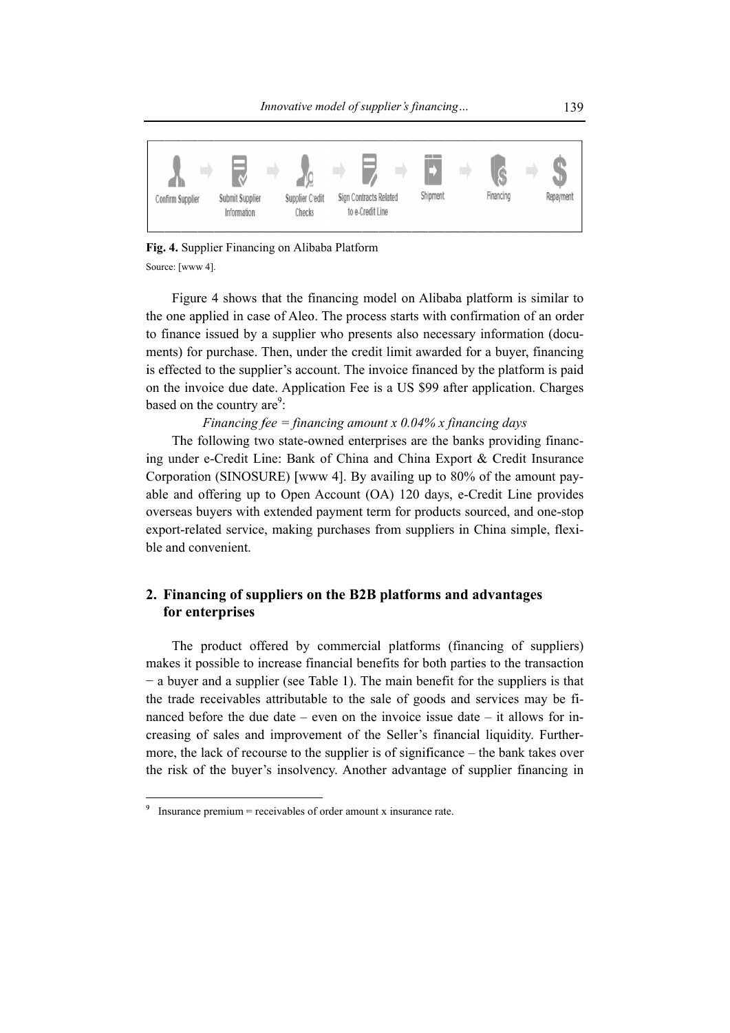Confirm Supplier
Submit Supplier Information
Supplier Credit Checks
Sign Contracts Related to e-Credit Line
Shipment
Financing
Repayment

**Fig. 4.** Supplier Financing on Alibaba Platform

Source: [www 4].

Figure 4 shows that the financing model on Alibaba platform is similar to the one applied in case of Aleo. The process starts with confirmation of an order to finance issued by a supplier who presents also necessary information (documents) for purchase. Then, under the credit limit awarded for a buyer, financing is effected to the supplier's account. The invoice financed by the platform is paid on the invoice due date. Application Fee is a US $99 after application. Charges based on the country are[9]:

*Financing fee = financing amount x 0.04% x financing days*

The following two state-owned enterprises are the banks providing financing under e-Credit Line: Bank of China and China Export & Credit Insurance Corporation (SINOSURE) [www 4]. By availing up to 80% of the amount payable and offering up to Open Account (OA) 120 days, e-Credit Line provides overseas buyers with extended payment term for products sourced, and one-stop export-related service, making purchases from suppliers in China simple, flexible and convenient.

## 2. Financing of suppliers on the B2B platforms and advantages for enterprises

The product offered by commercial platforms (financing of suppliers) makes it possible to increase financial benefits for both parties to the transaction − a buyer and a supplier (see Table 1). The main benefit for the suppliers is that the trade receivables attributable to the sale of goods and services may be financed before the due date – even on the invoice issue date – it allows for increasing of sales and improvement of the Seller's financial liquidity. Furthermore, the lack of recourse to the supplier is of significance – the bank takes over the risk of the buyer's insolvency. Another advantage of supplier financing in

[9] Insurance premium = receivables of order amount x insurance rate.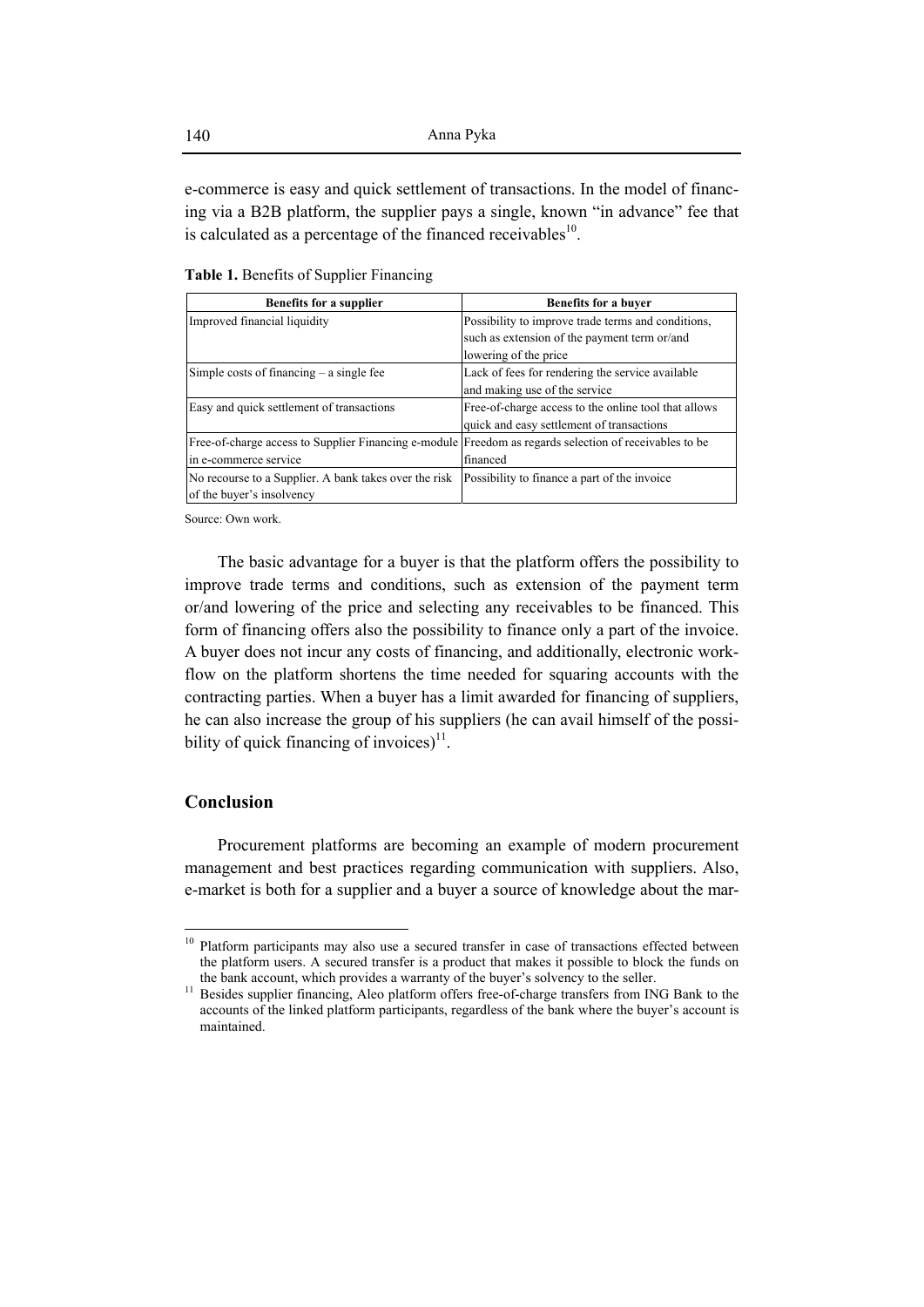e-commerce is easy and quick settlement of transactions. In the model of financing via a B2B platform, the supplier pays a single, known "in advance" fee that is calculated as a percentage of the financed receivables[10].

**Table 1.** Benefits of Supplier Financing

| Benefits for a supplier | Benefits for a buyer |
|---|---|
| Improved financial liquidity | Possibility to improve trade terms and conditions, such as extension of the payment term or/and lowering of the price |
| Simple costs of financing – a single fee | Lack of fees for rendering the service available and making use of the service |
| Easy and quick settlement of transactions | Free-of-charge access to the online tool that allows quick and easy settlement of transactions |
| Free-of-charge access to Supplier Financing e-module in e-commerce service | Freedom as regards selection of receivables to be financed |
| No recourse to a Supplier. A bank takes over the risk of the buyer's insolvency | Possibility to finance a part of the invoice |

Source: Own work.

The basic advantage for a buyer is that the platform offers the possibility to improve trade terms and conditions, such as extension of the payment term or/and lowering of the price and selecting any receivables to be financed. This form of financing offers also the possibility to finance only a part of the invoice. A buyer does not incur any costs of financing, and additionally, electronic workflow on the platform shortens the time needed for squaring accounts with the contracting parties. When a buyer has a limit awarded for financing of suppliers, he can also increase the group of his suppliers (he can avail himself of the possibility of quick financing of invoices)[11].

## Conclusion

Procurement platforms are becoming an example of modern procurement management and best practices regarding communication with suppliers. Also, e-market is both for a supplier and a buyer a source of knowledge about the mar-

[10] Platform participants may also use a secured transfer in case of transactions effected between the platform users. A secured transfer is a product that makes it possible to block the funds on the bank account, which provides a warranty of the buyer's solvency to the seller.

[11] Besides supplier financing, Aleo platform offers free-of-charge transfers from ING Bank to the accounts of the linked platform participants, regardless of the bank where the buyer's account is maintained.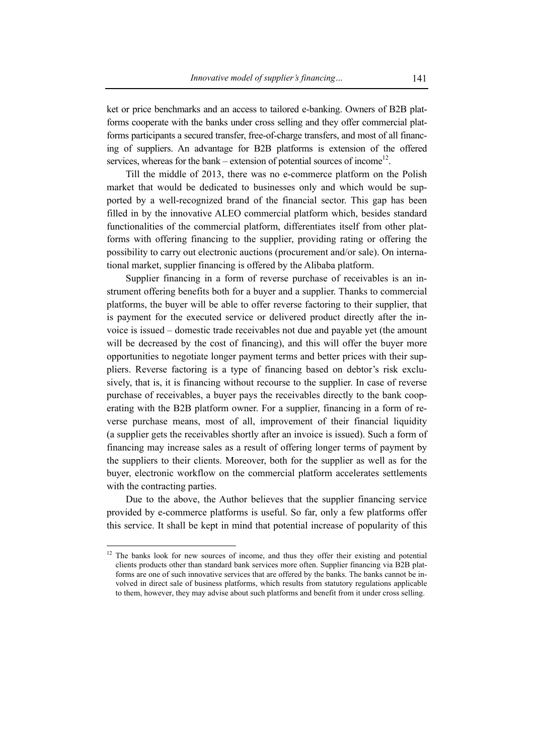ket or price benchmarks and an access to tailored e-banking. Owners of B2B platforms cooperate with the banks under cross selling and they offer commercial platforms participants a secured transfer, free-of-charge transfers, and most of all financing of suppliers. An advantage for B2B platforms is extension of the offered services, whereas for the bank – extension of potential sources of income[12].

Till the middle of 2013, there was no e-commerce platform on the Polish market that would be dedicated to businesses only and which would be supported by a well-recognized brand of the financial sector. This gap has been filled in by the innovative ALEO commercial platform which, besides standard functionalities of the commercial platform, differentiates itself from other platforms with offering financing to the supplier, providing rating or offering the possibility to carry out electronic auctions (procurement and/or sale). On international market, supplier financing is offered by the Alibaba platform.

Supplier financing in a form of reverse purchase of receivables is an instrument offering benefits both for a buyer and a supplier. Thanks to commercial platforms, the buyer will be able to offer reverse factoring to their supplier, that is payment for the executed service or delivered product directly after the invoice is issued – domestic trade receivables not due and payable yet (the amount will be decreased by the cost of financing), and this will offer the buyer more opportunities to negotiate longer payment terms and better prices with their suppliers. Reverse factoring is a type of financing based on debtor's risk exclusively, that is, it is financing without recourse to the supplier. In case of reverse purchase of receivables, a buyer pays the receivables directly to the bank cooperating with the B2B platform owner. For a supplier, financing in a form of reverse purchase means, most of all, improvement of their financial liquidity (a supplier gets the receivables shortly after an invoice is issued). Such a form of financing may increase sales as a result of offering longer terms of payment by the suppliers to their clients. Moreover, both for the supplier as well as for the buyer, electronic workflow on the commercial platform accelerates settlements with the contracting parties.

Due to the above, the Author believes that the supplier financing service provided by e-commerce platforms is useful. So far, only a few platforms offer this service. It shall be kept in mind that potential increase of popularity of this

[12] The banks look for new sources of income, and thus they offer their existing and potential clients products other than standard bank services more often. Supplier financing via B2B platforms are one of such innovative services that are offered by the banks. The banks cannot be involved in direct sale of business platforms, which results from statutory regulations applicable to them, however, they may advise about such platforms and benefit from it under cross selling.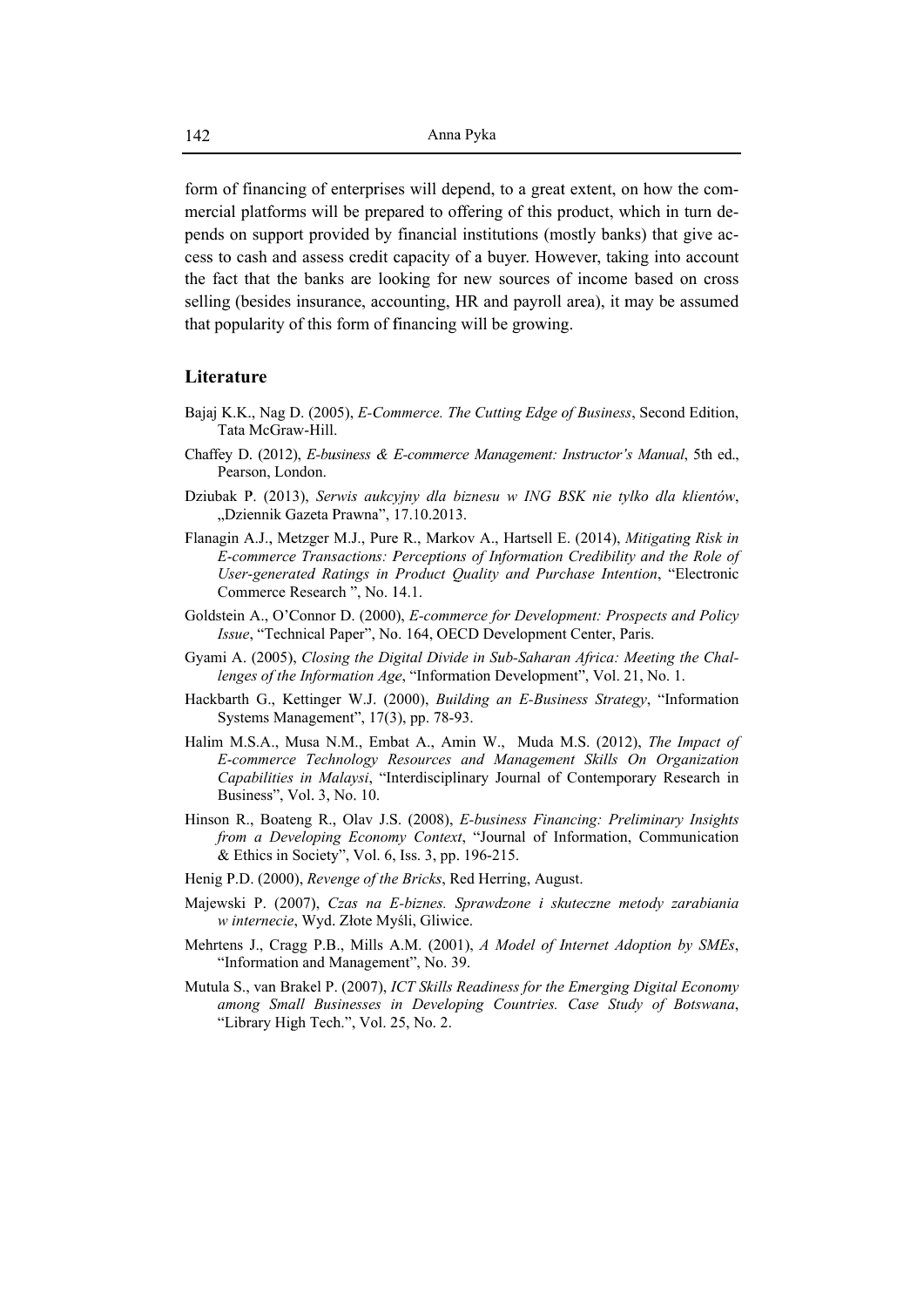form of financing of enterprises will depend, to a great extent, on how the commercial platforms will be prepared to offering of this product, which in turn depends on support provided by financial institutions (mostly banks) that give access to cash and assess credit capacity of a buyer. However, taking into account the fact that the banks are looking for new sources of income based on cross selling (besides insurance, accounting, HR and payroll area), it may be assumed that popularity of this form of financing will be growing.

## Literature

Bajaj K.K., Nag D. (2005), *E-Commerce. The Cutting Edge of Business*, Second Edition, Tata McGraw-Hill.

Chaffey D. (2012), *E-business & E-commerce Management: Instructor's Manual*, 5th ed., Pearson, London.

Dziubak P. (2013), *Serwis aukcyjny dla biznesu w ING BSK nie tylko dla klientów*, „Dziennik Gazeta Prawna", 17.10.2013.

Flanagin A.J., Metzger M.J., Pure R., Markov A., Hartsell E. (2014), *Mitigating Risk in E-commerce Transactions: Perceptions of Information Credibility and the Role of User-generated Ratings in Product Quality and Purchase Intention*, "Electronic Commerce Research ", No. 14.1.

Goldstein A., O'Connor D. (2000), *E-commerce for Development: Prospects and Policy Issue*, "Technical Paper", No. 164, OECD Development Center, Paris.

Gyami A. (2005), *Closing the Digital Divide in Sub-Saharan Africa: Meeting the Challenges of the Information Age*, "Information Development", Vol. 21, No. 1.

Hackbarth G., Kettinger W.J. (2000), *Building an E-Business Strategy*, "Information Systems Management", 17(3), pp. 78-93.

Halim M.S.A., Musa N.M., Embat A., Amin W., Muda M.S. (2012), *The Impact of E-commerce Technology Resources and Management Skills On Organization Capabilities in Malaysi*, "Interdisciplinary Journal of Contemporary Research in Business", Vol. 3, No. 10.

Hinson R., Boateng R., Olav J.S. (2008), *E-business Financing: Preliminary Insights from a Developing Economy Context*, "Journal of Information, Communication & Ethics in Society", Vol. 6, Iss. 3, pp. 196-215.

Henig P.D. (2000), *Revenge of the Bricks*, Red Herring, August.

Majewski P. (2007), *Czas na E-biznes. Sprawdzone i skuteczne metody zarabiania w internecie*, Wyd. Złote Myśli, Gliwice.

Mehrtens J., Cragg P.B., Mills A.M. (2001), *A Model of Internet Adoption by SMEs*, "Information and Management", No. 39.

Mutula S., van Brakel P. (2007), *ICT Skills Readiness for the Emerging Digital Economy among Small Businesses in Developing Countries. Case Study of Botswana*, "Library High Tech.", Vol. 25, No. 2.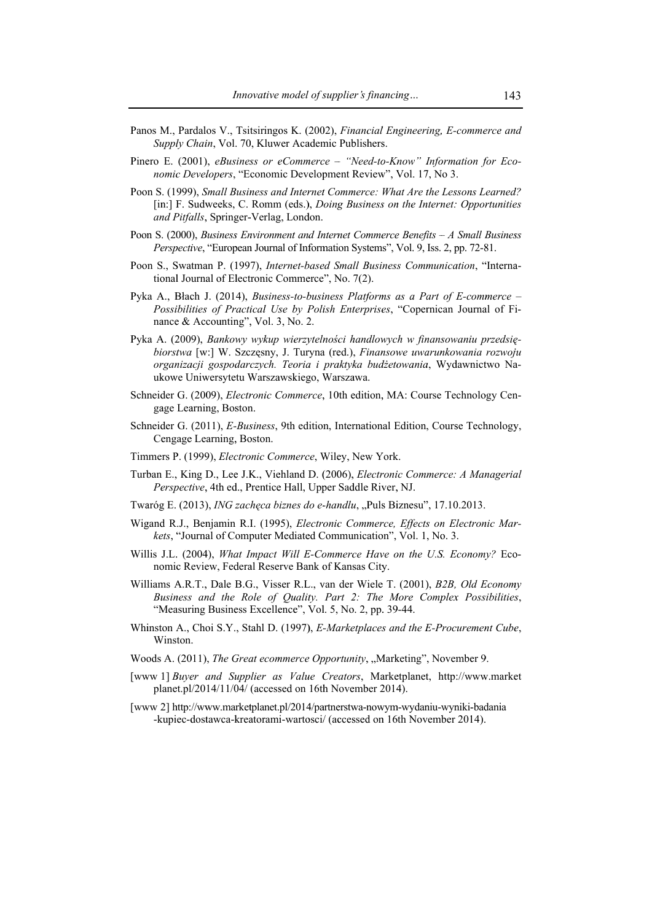Panos M., Pardalos V., Tsitsiringos K. (2002), *Financial Engineering, E-commerce and Supply Chain*, Vol. 70, Kluwer Academic Publishers.

Pinero E. (2001), *eBusiness or eCommerce – "Need-to-Know" Information for Economic Developers*, "Economic Development Review", Vol. 17, No 3.

Poon S. (1999), *Small Business and Internet Commerce: What Are the Lessons Learned?* [in:] F. Sudweeks, C. Romm (eds.), *Doing Business on the Internet: Opportunities and Pitfalls*, Springer-Verlag, London.

Poon S. (2000), *Business Environment and Internet Commerce Benefits – A Small Business Perspective*, "European Journal of Information Systems", Vol. 9, Iss. 2, pp. 72-81.

Poon S., Swatman P. (1997), *Internet-based Small Business Communication*, "International Journal of Electronic Commerce", No. 7(2).

Pyka A., Błach J. (2014), *Business-to-business Platforms as a Part of E-commerce – Possibilities of Practical Use by Polish Enterprises*, "Copernican Journal of Finance & Accounting", Vol. 3, No. 2.

Pyka A. (2009), *Bankowy wykup wierzytelności handlowych w finansowaniu przedsiębiorstwa* [w:] W. Szczęsny, J. Turyna (red.), *Finansowe uwarunkowania rozwoju organizacji gospodarczych. Teoria i praktyka budżetowania*, Wydawnictwo Naukowe Uniwersytetu Warszawskiego, Warszawa.

Schneider G. (2009), *Electronic Commerce*, 10th edition, MA: Course Technology Cengage Learning, Boston.

Schneider G. (2011), *E-Business*, 9th edition, International Edition, Course Technology, Cengage Learning, Boston.

Timmers P. (1999), *Electronic Commerce*, Wiley, New York.

Turban E., King D., Lee J.K., Viehland D. (2006), *Electronic Commerce: A Managerial Perspective*, 4th ed., Prentice Hall, Upper Saddle River, NJ.

Twaróg E. (2013), *ING zachęca biznes do e-handlu*, „Puls Biznesu", 17.10.2013.

Wigand R.J., Benjamin R.I. (1995), *Electronic Commerce, Effects on Electronic Markets*, "Journal of Computer Mediated Communication", Vol. 1, No. 3.

Willis J.L. (2004), *What Impact Will E-Commerce Have on the U.S. Economy?* Economic Review, Federal Reserve Bank of Kansas City.

Williams A.R.T., Dale B.G., Visser R.L., van der Wiele T. (2001), *B2B, Old Economy Business and the Role of Quality. Part 2: The More Complex Possibilities*, "Measuring Business Excellence", Vol. 5, No. 2, pp. 39-44.

Whinston A., Choi S.Y., Stahl D. (1997), *E-Marketplaces and the E-Procurement Cube*, Winston.

Woods A. (2011), *The Great ecommerce Opportunity*, „Marketing", November 9.

[www 1] *Buyer and Supplier as Value Creators*, Marketplanet, http://www.marketplanet.pl/2014/11/04/ (accessed on 16th November 2014).

[www 2] http://www.marketplanet.pl/2014/partnerstwa-nowym-wydaniu-wyniki-badania-kupiec-dostawca-kreatorami-wartosci/ (accessed on 16th November 2014).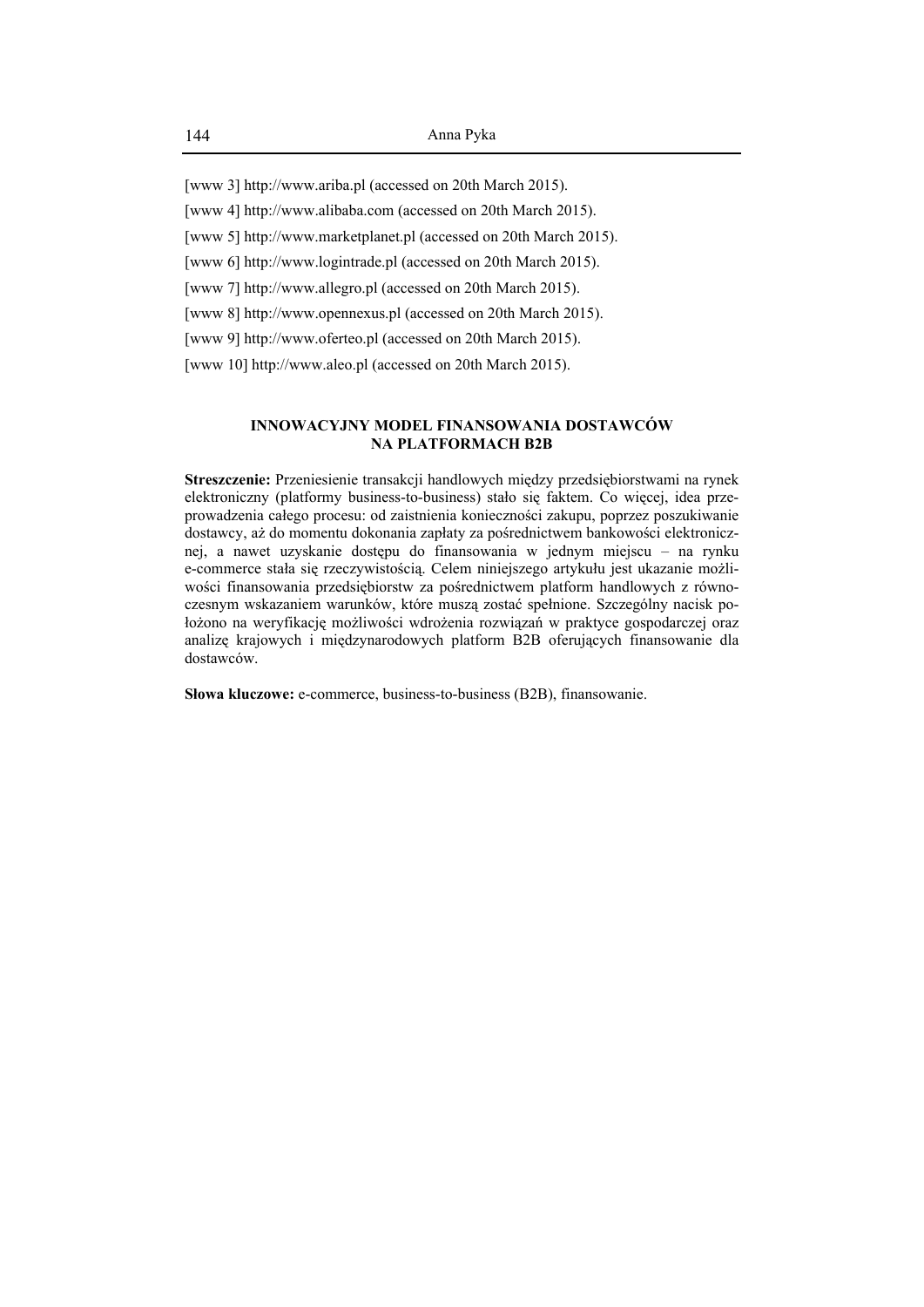[www 3] http://www.ariba.pl (accessed on 20th March 2015).

[www 4] http://www.alibaba.com (accessed on 20th March 2015).

[www 5] http://www.marketplanet.pl (accessed on 20th March 2015).

[www 6] http://www.logintrade.pl (accessed on 20th March 2015).

[www 7] http://www.allegro.pl (accessed on 20th March 2015).

[www 8] http://www.opennexus.pl (accessed on 20th March 2015).

[www 9] http://www.oferteo.pl (accessed on 20th March 2015).

[www 10] http://www.aleo.pl (accessed on 20th March 2015).

## INNOWACYJNY MODEL FINANSOWANIA DOSTAWCÓW NA PLATFORMACH B2B

**Streszczenie:** Przeniesienie transakcji handlowych między przedsiębiorstwami na rynek elektroniczny (platformy business-to-business) stało się faktem. Co więcej, idea przeprowadzenia całego procesu: od zaistnienia konieczności zakupu, poprzez poszukiwanie dostawcy, aż do momentu dokonania zapłaty za pośrednictwem bankowości elektronicznej, a nawet uzyskanie dostępu do finansowania w jednym miejscu – na rynku e-commerce stała się rzeczywistością. Celem niniejszego artykułu jest ukazanie możliwości finansowania przedsiębiorstw za pośrednictwem platform handlowych z równoczesnym wskazaniem warunków, które muszą zostać spełnione. Szczególny nacisk położono na weryfikację możliwości wdrożenia rozwiązań w praktyce gospodarczej oraz analizę krajowych i międzynarodowych platform B2B oferujących finansowanie dla dostawców.

**Słowa kluczowe:** e-commerce, business-to-business (B2B), finansowanie.